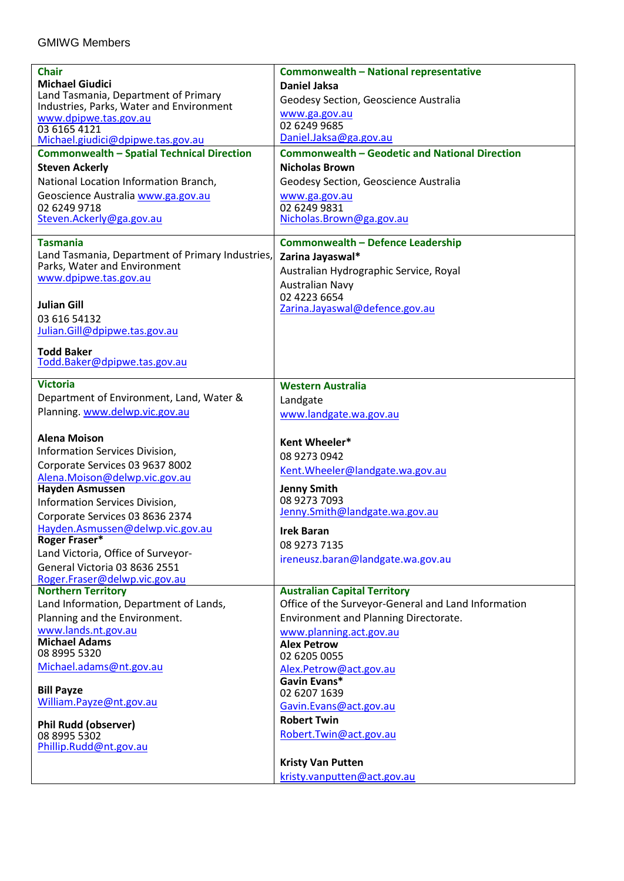GMIWG Members

| | |
|---|---|
| **Chair**<br>**Michael Giudici**<br>Land Tasmania, Department of Primary Industries, Parks, Water and Environment<br>www.dpipwe.tas.gov.au<br>03 6165 4121<br>Michael.giudici@dpipwe.tas.gov.au | **Commonwealth – National representative**<br>**Daniel Jaksa**<br>Geodesy Section, Geoscience Australia<br>www.ga.gov.au<br>02 6249 9685<br>Daniel.Jaksa@ga.gov.au |
| **Commonwealth – Spatial Technical Direction**<br>**Steven Ackerly**<br>National Location Information Branch,<br>Geoscience Australia www.ga.gov.au<br>02 6249 9718<br>Steven.Ackerly@ga.gov.au | **Commonwealth – Geodetic and National Direction**<br>**Nicholas Brown**<br>Geodesy Section, Geoscience Australia<br>www.ga.gov.au<br>02 6249 9831<br>Nicholas.Brown@ga.gov.au |
| **Tasmania**<br>Land Tasmania, Department of Primary Industries, Parks, Water and Environment<br>www.dpipwe.tas.gov.au<br><br>**Julian Gill**<br>03 616 54132<br>Julian.Gill@dpipwe.tas.gov.au<br><br>**Todd Baker**<br>Todd.Baker@dpipwe.tas.gov.au | **Commonwealth – Defence Leadership**<br>**Zarina Jayaswal***<br>Australian Hydrographic Service, Royal Australian Navy<br>02 4223 6654<br>Zarina.Jayaswal@defence.gov.au |
| **Victoria**<br>Department of Environment, Land, Water & Planning. www.delwp.vic.gov.au<br><br>**Alena Moison**<br>Information Services Division,<br>Corporate Services 03 9637 8002<br>Alena.Moison@delwp.vic.gov.au<br>**Hayden Asmussen**<br>Information Services Division,<br>Corporate Services 03 8636 2374<br>Hayden.Asmussen@delwp.vic.gov.au<br>**Roger Fraser***<br>Land Victoria, Office of Surveyor-General Victoria 03 8636 2551<br>Roger.Fraser@delwp.vic.gov.au | **Western Australia**<br>Landgate<br>www.landgate.wa.gov.au<br><br>**Kent Wheeler***<br>08 9273 0942<br>Kent.Wheeler@landgate.wa.gov.au<br><br>**Jenny Smith**<br>08 9273 7093<br>Jenny.Smith@landgate.wa.gov.au<br><br>**Irek Baran**<br>08 9273 7135<br>ireneusz.baran@landgate.wa.gov.au |
| **Northern Territory**<br>Land Information, Department of Lands, Planning and the Environment.<br>www.lands.nt.gov.au<br>**Michael Adams**<br>08 8995 5320<br>Michael.adams@nt.gov.au<br><br>**Bill Payze**<br>William.Payze@nt.gov.au<br><br>**Phil Rudd (observer)**<br>08 8995 5302<br>Phillip.Rudd@nt.gov.au | **Australian Capital Territory**<br>Office of the Surveyor-General and Land Information Environment and Planning Directorate.<br>www.planning.act.gov.au<br>**Alex Petrow**<br>02 6205 0055<br>Alex.Petrow@act.gov.au<br>**Gavin Evans***<br>02 6207 1639<br>Gavin.Evans@act.gov.au<br>**Robert Twin**<br>Robert.Twin@act.gov.au<br><br>**Kristy Van Putten**<br>kristy.vanputten@act.gov.au |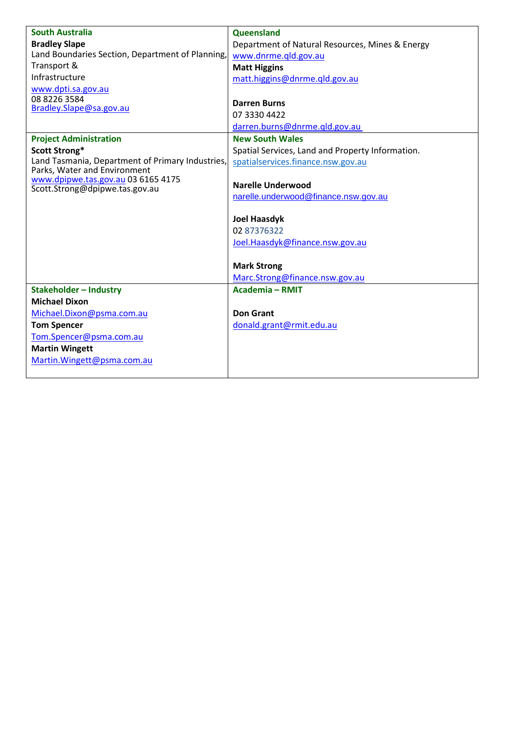| | |
|---|---|
| **South Australia**<br>**Bradley Slape**<br>Land Boundaries Section, Department of Planning, Transport & Infrastructure<br>www.dpti.sa.gov.au<br>08 8226 3584<br>Bradley.Slape@sa.gov.au | **Queensland**<br>Department of Natural Resources, Mines & Energy<br>www.dnrme.qld.gov.au<br>**Matt Higgins**<br>matt.higgins@dnrme.qld.gov.au<br><br>**Darren Burns**<br>07 3330 4422<br>darren.burns@dnrme.qld.gov.au |
| **Project Administration**<br>**Scott Strong***<br>Land Tasmania, Department of Primary Industries, Parks, Water and Environment<br>www.dpipwe.tas.gov.au 03 6165 4175<br>Scott.Strong@dpipwe.tas.gov.au | **New South Wales**<br>Spatial Services, Land and Property Information.<br>spatialservices.finance.nsw.gov.au<br><br>**Narelle Underwood**<br>narelle.underwood@finance.nsw.gov.au<br><br>**Joel Haasdyk**<br>02 87376322<br>Joel.Haasdyk@finance.nsw.gov.au<br><br>**Mark Strong**<br>Marc.Strong@finance.nsw.gov.au |
| **Stakeholder – Industry**<br>**Michael Dixon**<br>Michael.Dixon@psma.com.au<br>**Tom Spencer**<br>Tom.Spencer@psma.com.au<br>**Martin Wingett**<br>Martin.Wingett@psma.com.au | **Academia – RMIT**<br><br>**Don Grant**<br>donald.grant@rmit.edu.au |